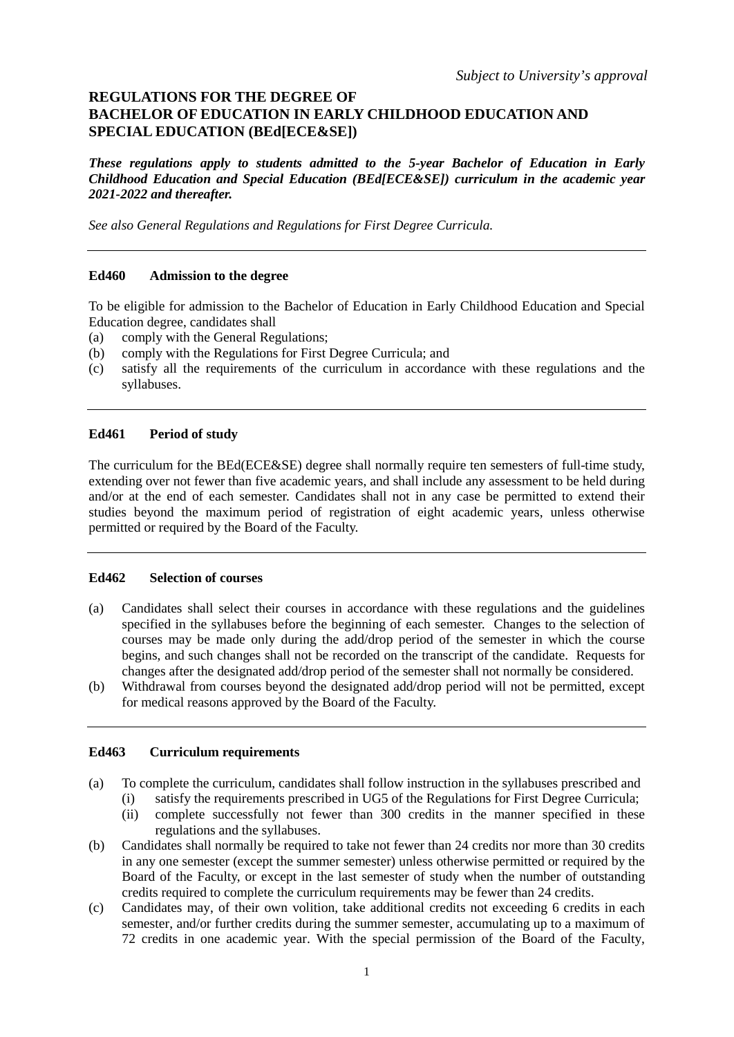*Subject to University's approval*

# REGULATIONS FOR THE DEGREE OF BACHELOR OF EDUCATION IN EARLY CHILDHOOD EDUCATION AND SPECIAL EDUCATION (BEd[ECE&SE])

***These regulations apply to students admitted to the 5-year Bachelor of Education in Early Childhood Education and Special Education (BEd[ECE&SE]) curriculum in the academic year 2021-2022 and thereafter.***

*See also General Regulations and Regulations for First Degree Curricula.*

---

### Ed460 Admission to the degree

To be eligible for admission to the Bachelor of Education in Early Childhood Education and Special Education degree, candidates shall

(a) comply with the General Regulations;
(b) comply with the Regulations for First Degree Curricula; and
(c) satisfy all the requirements of the curriculum in accordance with these regulations and the syllabuses.

---

### Ed461 Period of study

The curriculum for the BEd(ECE&SE) degree shall normally require ten semesters of full-time study, extending over not fewer than five academic years, and shall include any assessment to be held during and/or at the end of each semester. Candidates shall not in any case be permitted to extend their studies beyond the maximum period of registration of eight academic years, unless otherwise permitted or required by the Board of the Faculty.

---

### Ed462 Selection of courses

(a) Candidates shall select their courses in accordance with these regulations and the guidelines specified in the syllabuses before the beginning of each semester. Changes to the selection of courses may be made only during the add/drop period of the semester in which the course begins, and such changes shall not be recorded on the transcript of the candidate. Requests for changes after the designated add/drop period of the semester shall not normally be considered.
(b) Withdrawal from courses beyond the designated add/drop period will not be permitted, except for medical reasons approved by the Board of the Faculty.

---

### Ed463 Curriculum requirements

(a) To complete the curriculum, candidates shall follow instruction in the syllabuses prescribed and
   (i) satisfy the requirements prescribed in UG5 of the Regulations for First Degree Curricula;
   (ii) complete successfully not fewer than 300 credits in the manner specified in these regulations and the syllabuses.
(b) Candidates shall normally be required to take not fewer than 24 credits nor more than 30 credits in any one semester (except the summer semester) unless otherwise permitted or required by the Board of the Faculty, or except in the last semester of study when the number of outstanding credits required to complete the curriculum requirements may be fewer than 24 credits.
(c) Candidates may, of their own volition, take additional credits not exceeding 6 credits in each semester, and/or further credits during the summer semester, accumulating up to a maximum of 72 credits in one academic year. With the special permission of the Board of the Faculty,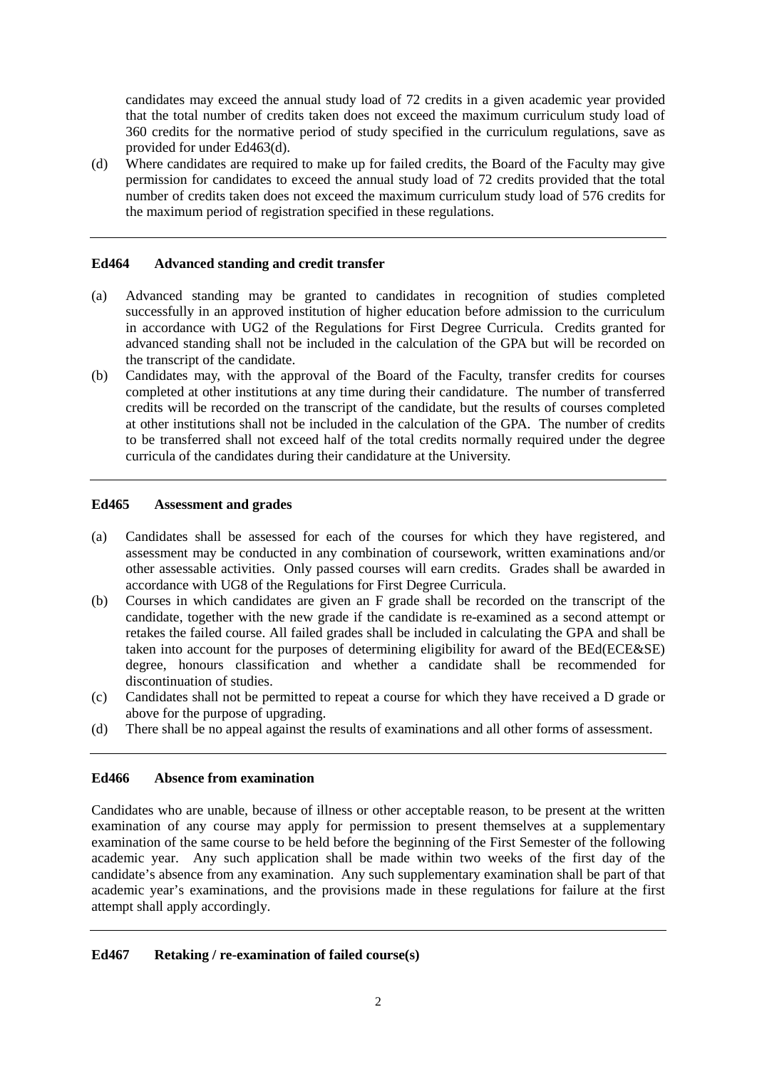candidates may exceed the annual study load of 72 credits in a given academic year provided that the total number of credits taken does not exceed the maximum curriculum study load of 360 credits for the normative period of study specified in the curriculum regulations, save as provided for under Ed463(d).

(d) Where candidates are required to make up for failed credits, the Board of the Faculty may give permission for candidates to exceed the annual study load of 72 credits provided that the total number of credits taken does not exceed the maximum curriculum study load of 576 credits for the maximum period of registration specified in these regulations.

---

**Ed464 Advanced standing and credit transfer**

(a) Advanced standing may be granted to candidates in recognition of studies completed successfully in an approved institution of higher education before admission to the curriculum in accordance with UG2 of the Regulations for First Degree Curricula. Credits granted for advanced standing shall not be included in the calculation of the GPA but will be recorded on the transcript of the candidate.

(b) Candidates may, with the approval of the Board of the Faculty, transfer credits for courses completed at other institutions at any time during their candidature. The number of transferred credits will be recorded on the transcript of the candidate, but the results of courses completed at other institutions shall not be included in the calculation of the GPA. The number of credits to be transferred shall not exceed half of the total credits normally required under the degree curricula of the candidates during their candidature at the University.

---

**Ed465 Assessment and grades**

(a) Candidates shall be assessed for each of the courses for which they have registered, and assessment may be conducted in any combination of coursework, written examinations and/or other assessable activities. Only passed courses will earn credits. Grades shall be awarded in accordance with UG8 of the Regulations for First Degree Curricula.

(b) Courses in which candidates are given an F grade shall be recorded on the transcript of the candidate, together with the new grade if the candidate is re-examined as a second attempt or retakes the failed course. All failed grades shall be included in calculating the GPA and shall be taken into account for the purposes of determining eligibility for award of the BEd(ECE&SE) degree, honours classification and whether a candidate shall be recommended for discontinuation of studies.

(c) Candidates shall not be permitted to repeat a course for which they have received a D grade or above for the purpose of upgrading.

(d) There shall be no appeal against the results of examinations and all other forms of assessment.

---

**Ed466 Absence from examination**

Candidates who are unable, because of illness or other acceptable reason, to be present at the written examination of any course may apply for permission to present themselves at a supplementary examination of the same course to be held before the beginning of the First Semester of the following academic year. Any such application shall be made within two weeks of the first day of the candidate's absence from any examination. Any such supplementary examination shall be part of that academic year's examinations, and the provisions made in these regulations for failure at the first attempt shall apply accordingly.

---

**Ed467 Retaking / re-examination of failed course(s)**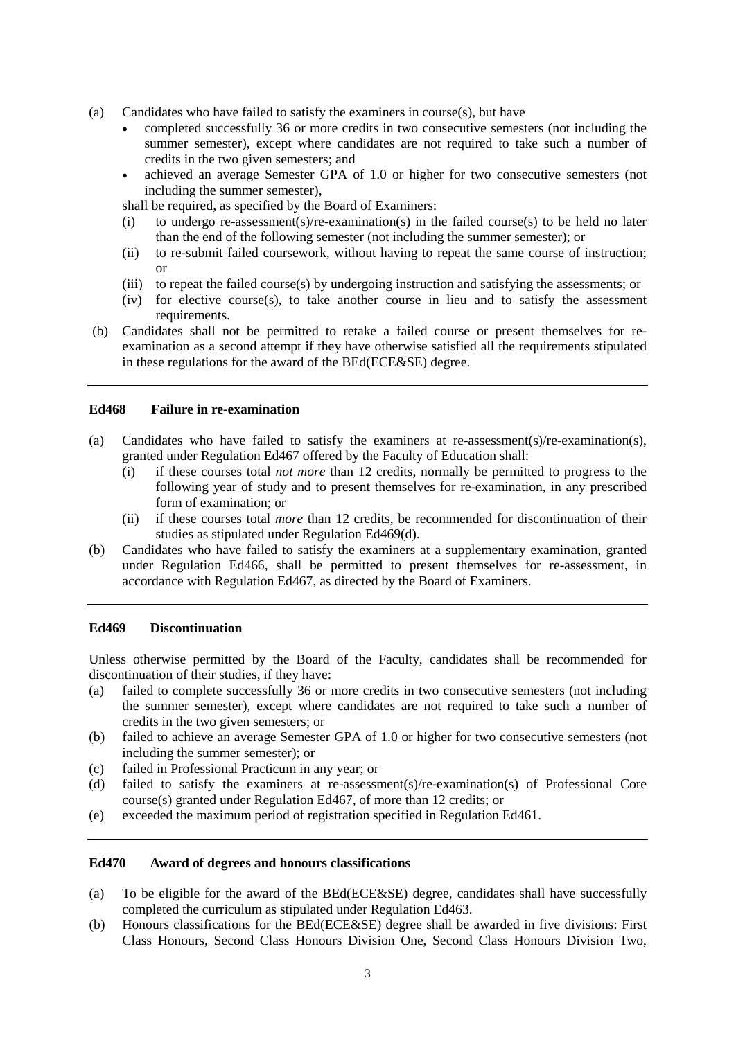(a) Candidates who have failed to satisfy the examiners in course(s), but have
   - completed successfully 36 or more credits in two consecutive semesters (not including the summer semester), except where candidates are not required to take such a number of credits in the two given semesters; and
   - achieved an average Semester GPA of 1.0 or higher for two consecutive semesters (not including the summer semester),

   shall be required, as specified by the Board of Examiners:

   (i) to undergo re-assessment(s)/re-examination(s) in the failed course(s) to be held no later than the end of the following semester (not including the summer semester); or

   (ii) to re-submit failed coursework, without having to repeat the same course of instruction; or

   (iii) to repeat the failed course(s) by undergoing instruction and satisfying the assessments; or

   (iv) for elective course(s), to take another course in lieu and to satisfy the assessment requirements.

(b) Candidates shall not be permitted to retake a failed course or present themselves for re-examination as a second attempt if they have otherwise satisfied all the requirements stipulated in these regulations for the award of the BEd(ECE&SE) degree.

---

### Ed468 Failure in re-examination

(a) Candidates who have failed to satisfy the examiners at re-assessment(s)/re-examination(s), granted under Regulation Ed467 offered by the Faculty of Education shall:

   (i) if these courses total *not more* than 12 credits, normally be permitted to progress to the following year of study and to present themselves for re-examination, in any prescribed form of examination; or

   (ii) if these courses total *more* than 12 credits, be recommended for discontinuation of their studies as stipulated under Regulation Ed469(d).

(b) Candidates who have failed to satisfy the examiners at a supplementary examination, granted under Regulation Ed466, shall be permitted to present themselves for re-assessment, in accordance with Regulation Ed467, as directed by the Board of Examiners.

---

### Ed469 Discontinuation

Unless otherwise permitted by the Board of the Faculty, candidates shall be recommended for discontinuation of their studies, if they have:

(a) failed to complete successfully 36 or more credits in two consecutive semesters (not including the summer semester), except where candidates are not required to take such a number of credits in the two given semesters; or

(b) failed to achieve an average Semester GPA of 1.0 or higher for two consecutive semesters (not including the summer semester); or

(c) failed in Professional Practicum in any year; or

(d) failed to satisfy the examiners at re-assessment(s)/re-examination(s) of Professional Core course(s) granted under Regulation Ed467, of more than 12 credits; or

(e) exceeded the maximum period of registration specified in Regulation Ed461.

---

### Ed470 Award of degrees and honours classifications

(a) To be eligible for the award of the BEd(ECE&SE) degree, candidates shall have successfully completed the curriculum as stipulated under Regulation Ed463.

(b) Honours classifications for the BEd(ECE&SE) degree shall be awarded in five divisions: First Class Honours, Second Class Honours Division One, Second Class Honours Division Two,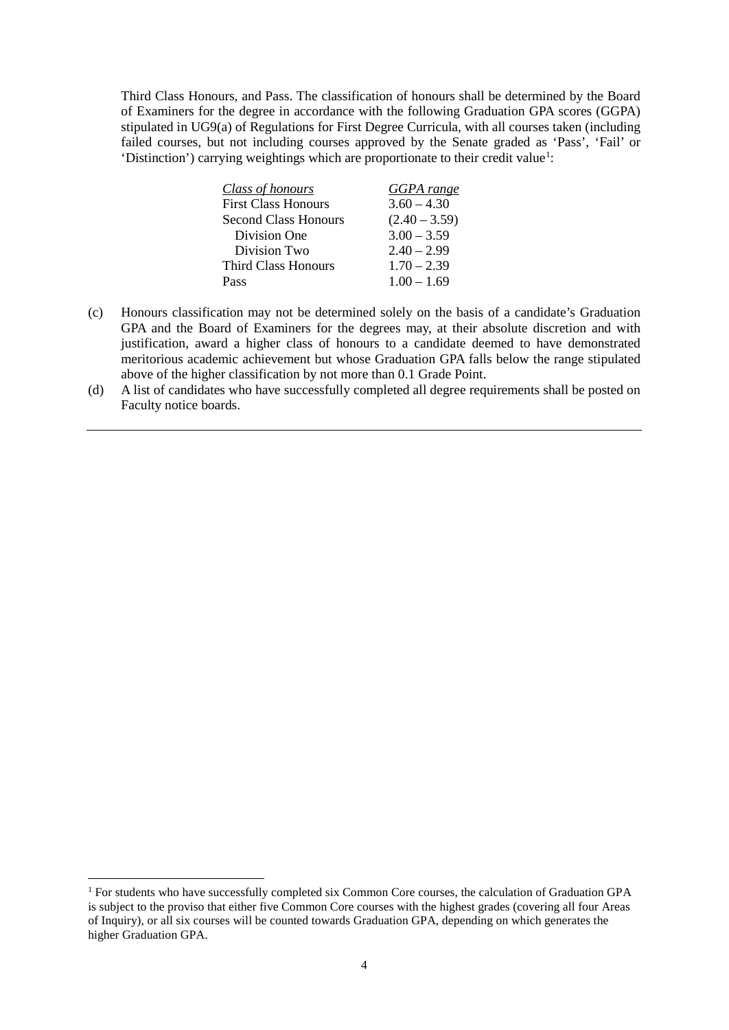Third Class Honours, and Pass. The classification of honours shall be determined by the Board of Examiners for the degree in accordance with the following Graduation GPA scores (GGPA) stipulated in UG9(a) of Regulations for First Degree Curricula, with all courses taken (including failed courses, but not including courses approved by the Senate graded as 'Pass', 'Fail' or 'Distinction') carrying weightings which are proportionate to their credit value[1]:

| *Class of honours* | *GGPA range* |
|---|---|
| First Class Honours | 3.60 – 4.30 |
| Second Class Honours | (2.40 – 3.59) |
| Division One | 3.00 – 3.59 |
| Division Two | 2.40 – 2.99 |
| Third Class Honours | 1.70 – 2.39 |
| Pass | 1.00 – 1.69 |

(c) Honours classification may not be determined solely on the basis of a candidate's Graduation GPA and the Board of Examiners for the degrees may, at their absolute discretion and with justification, award a higher class of honours to a candidate deemed to have demonstrated meritorious academic achievement but whose Graduation GPA falls below the range stipulated above of the higher classification by not more than 0.1 Grade Point.

(d) A list of candidates who have successfully completed all degree requirements shall be posted on Faculty notice boards.

---

[1] For students who have successfully completed six Common Core courses, the calculation of Graduation GPA is subject to the proviso that either five Common Core courses with the highest grades (covering all four Areas of Inquiry), or all six courses will be counted towards Graduation GPA, depending on which generates the higher Graduation GPA.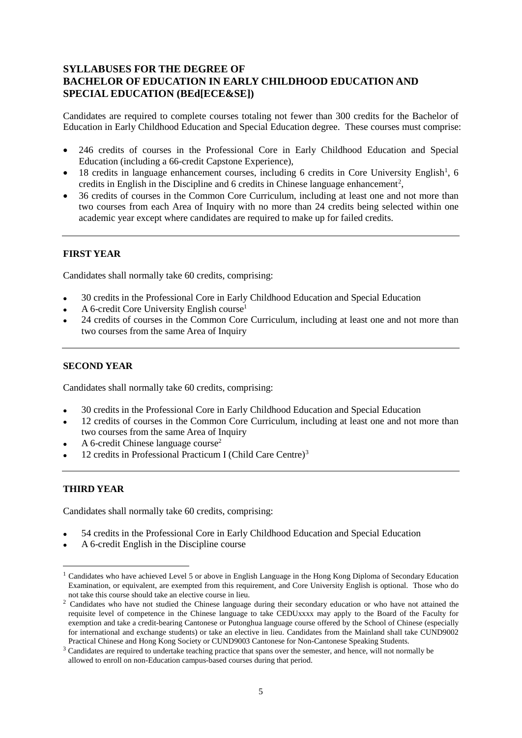## SYLLABUSES FOR THE DEGREE OF BACHELOR OF EDUCATION IN EARLY CHILDHOOD EDUCATION AND SPECIAL EDUCATION (BEd[ECE&SE])

Candidates are required to complete courses totaling not fewer than 300 credits for the Bachelor of Education in Early Childhood Education and Special Education degree. These courses must comprise:

- 246 credits of courses in the Professional Core in Early Childhood Education and Special Education (including a 66-credit Capstone Experience),
- 18 credits in language enhancement courses, including 6 credits in Core University English[1], 6 credits in English in the Discipline and 6 credits in Chinese language enhancement[2],
- 36 credits of courses in the Common Core Curriculum, including at least one and not more than two courses from each Area of Inquiry with no more than 24 credits being selected within one academic year except where candidates are required to make up for failed credits.

---

### FIRST YEAR

Candidates shall normally take 60 credits, comprising:

- 30 credits in the Professional Core in Early Childhood Education and Special Education
- A 6-credit Core University English course[1]
- 24 credits of courses in the Common Core Curriculum, including at least one and not more than two courses from the same Area of Inquiry

---

### SECOND YEAR

Candidates shall normally take 60 credits, comprising:

- 30 credits in the Professional Core in Early Childhood Education and Special Education
- 12 credits of courses in the Common Core Curriculum, including at least one and not more than two courses from the same Area of Inquiry
- A 6-credit Chinese language course[2]
- 12 credits in Professional Practicum I (Child Care Centre)[3]

---

### THIRD YEAR

Candidates shall normally take 60 credits, comprising:

- 54 credits in the Professional Core in Early Childhood Education and Special Education
- A 6-credit English in the Discipline course

---

[1] Candidates who have achieved Level 5 or above in English Language in the Hong Kong Diploma of Secondary Education Examination, or equivalent, are exempted from this requirement, and Core University English is optional. Those who do not take this course should take an elective course in lieu.

[2] Candidates who have not studied the Chinese language during their secondary education or who have not attained the requisite level of competence in the Chinese language to take CEDUxxxx may apply to the Board of the Faculty for exemption and take a credit-bearing Cantonese or Putonghua language course offered by the School of Chinese (especially for international and exchange students) or take an elective in lieu. Candidates from the Mainland shall take CUND9002 Practical Chinese and Hong Kong Society or CUND9003 Cantonese for Non-Cantonese Speaking Students.

[3] Candidates are required to undertake teaching practice that spans over the semester, and hence, will not normally be allowed to enroll on non-Education campus-based courses during that period.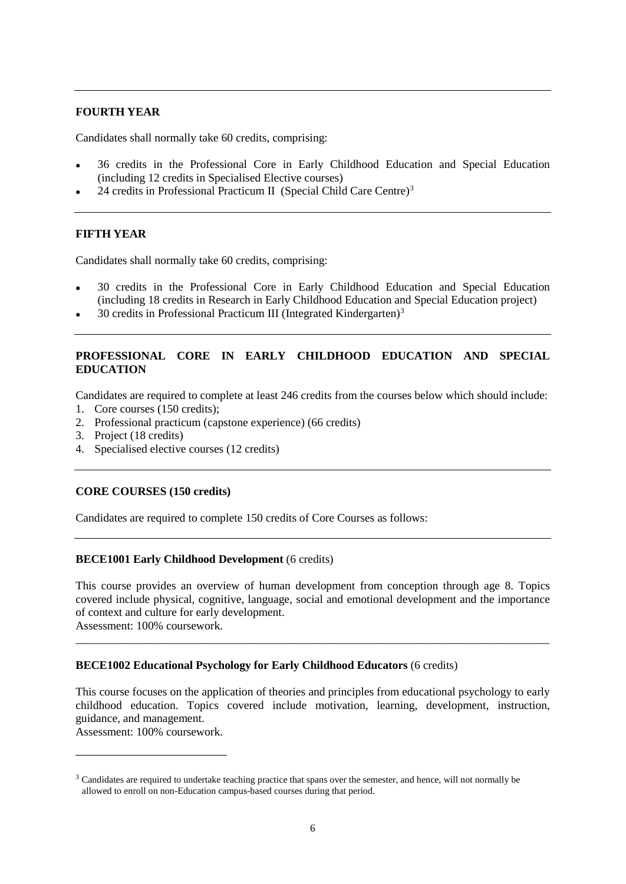## FOURTH YEAR

Candidates shall normally take 60 credits, comprising:

- 36 credits in the Professional Core in Early Childhood Education and Special Education (including 12 credits in Specialised Elective courses)
- 24 credits in Professional Practicum II (Special Child Care Centre)[3]

## FIFTH YEAR

Candidates shall normally take 60 credits, comprising:

- 30 credits in the Professional Core in Early Childhood Education and Special Education (including 18 credits in Research in Early Childhood Education and Special Education project)
- 30 credits in Professional Practicum III (Integrated Kindergarten)[3]

## PROFESSIONAL CORE IN EARLY CHILDHOOD EDUCATION AND SPECIAL EDUCATION

Candidates are required to complete at least 246 credits from the courses below which should include:

1. Core courses (150 credits);
2. Professional practicum (capstone experience) (66 credits)
3. Project (18 credits)
4. Specialised elective courses (12 credits)

## CORE COURSES (150 credits)

Candidates are required to complete 150 credits of Core Courses as follows:

**BECE1001 Early Childhood Development** (6 credits)

This course provides an overview of human development from conception through age 8. Topics covered include physical, cognitive, language, social and emotional development and the importance of context and culture for early development.
Assessment: 100% coursework.

---

**BECE1002 Educational Psychology for Early Childhood Educators** (6 credits)

This course focuses on the application of theories and principles from educational psychology to early childhood education. Topics covered include motivation, learning, development, instruction, guidance, and management.
Assessment: 100% coursework.

---

[3] Candidates are required to undertake teaching practice that spans over the semester, and hence, will not normally be allowed to enroll on non-Education campus-based courses during that period.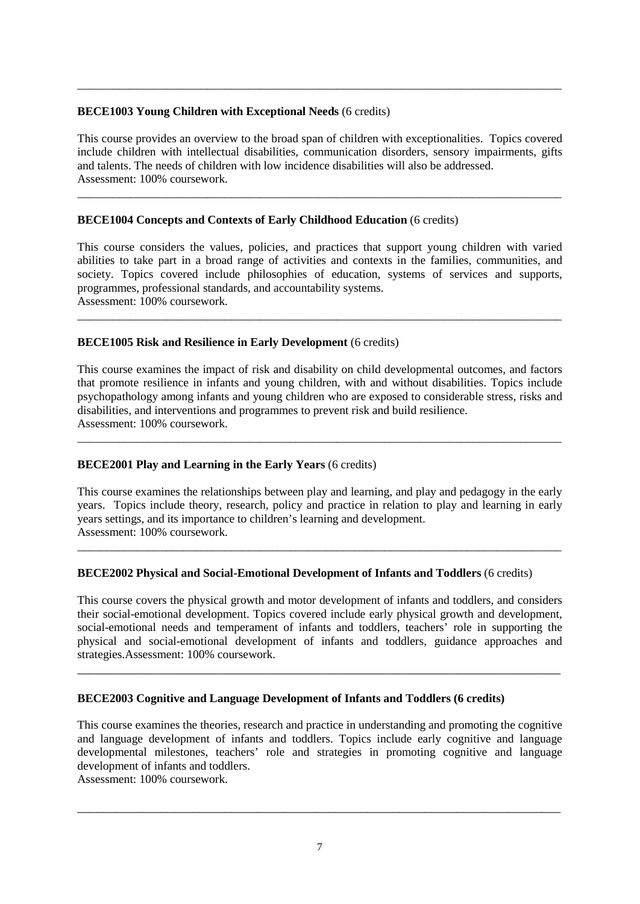**BECE1003 Young Children with Exceptional Needs** (6 credits)

This course provides an overview to the broad span of children with exceptionalities. Topics covered include children with intellectual disabilities, communication disorders, sensory impairments, gifts and talents. The needs of children with low incidence disabilities will also be addressed.
Assessment: 100% coursework.

---

**BECE1004 Concepts and Contexts of Early Childhood Education** (6 credits)

This course considers the values, policies, and practices that support young children with varied abilities to take part in a broad range of activities and contexts in the families, communities, and society. Topics covered include philosophies of education, systems of services and supports, programmes, professional standards, and accountability systems.
Assessment: 100% coursework.

---

**BECE1005 Risk and Resilience in Early Development** (6 credits)

This course examines the impact of risk and disability on child developmental outcomes, and factors that promote resilience in infants and young children, with and without disabilities. Topics include psychopathology among infants and young children who are exposed to considerable stress, risks and disabilities, and interventions and programmes to prevent risk and build resilience.
Assessment: 100% coursework.

---

**BECE2001 Play and Learning in the Early Years** (6 credits)

This course examines the relationships between play and learning, and play and pedagogy in the early years. Topics include theory, research, policy and practice in relation to play and learning in early years settings, and its importance to children's learning and development.
Assessment: 100% coursework.

---

**BECE2002 Physical and Social-Emotional Development of Infants and Toddlers** (6 credits)

This course covers the physical growth and motor development of infants and toddlers, and considers their social-emotional development. Topics covered include early physical growth and development, social-emotional needs and temperament of infants and toddlers, teachers' role in supporting the physical and social-emotional development of infants and toddlers, guidance approaches and strategies.Assessment: 100% coursework.

---

**BECE2003 Cognitive and Language Development of Infants and Toddlers (6 credits)**

This course examines the theories, research and practice in understanding and promoting the cognitive and language development of infants and toddlers. Topics include early cognitive and language developmental milestones, teachers' role and strategies in promoting cognitive and language development of infants and toddlers.
Assessment: 100% coursework.

---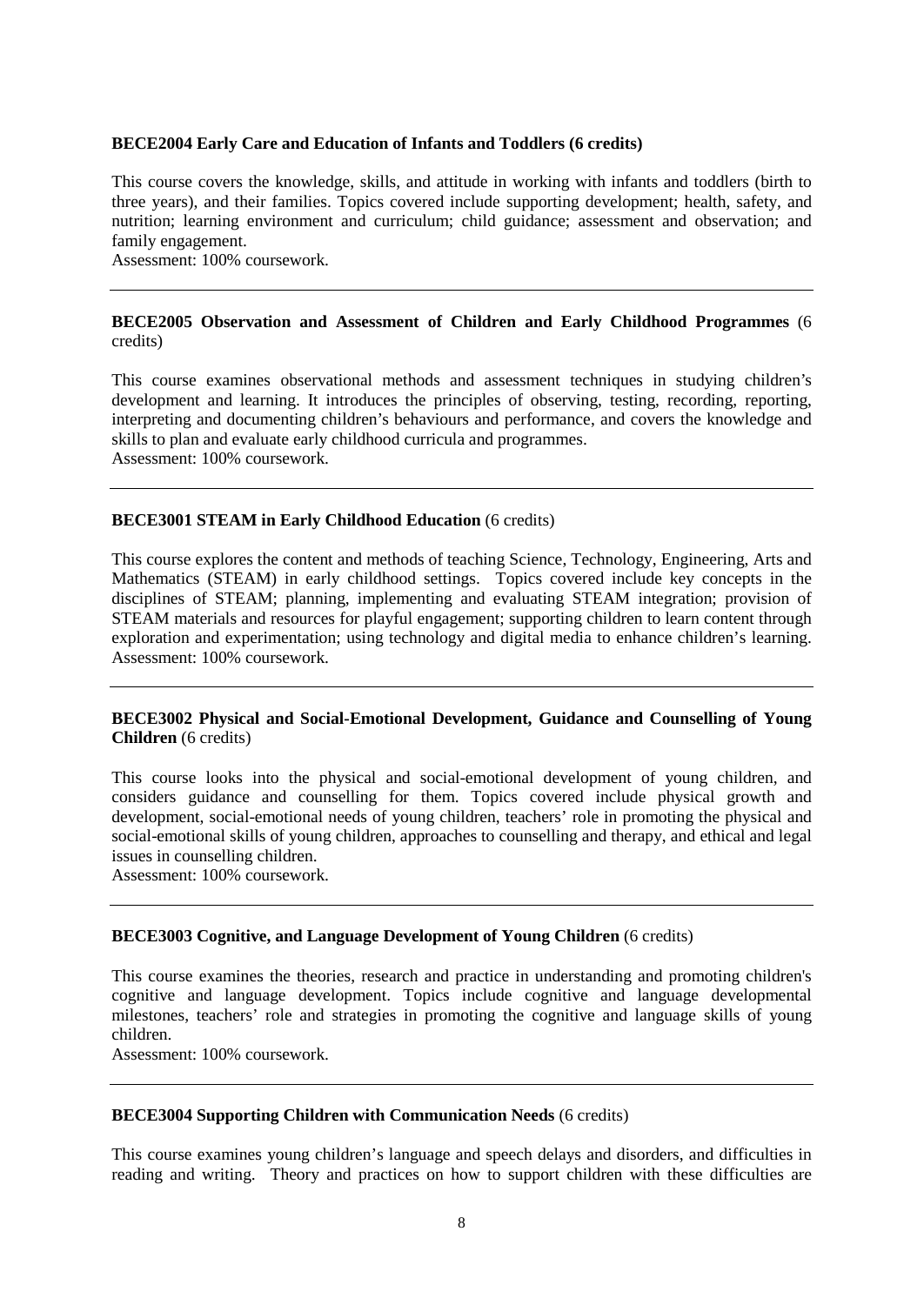**BECE2004 Early Care and Education of Infants and Toddlers (6 credits)**

This course covers the knowledge, skills, and attitude in working with infants and toddlers (birth to three years), and their families. Topics covered include supporting development; health, safety, and nutrition; learning environment and curriculum; child guidance; assessment and observation; and family engagement.
Assessment: 100% coursework.

---

**BECE2005 Observation and Assessment of Children and Early Childhood Programmes** (6 credits)

This course examines observational methods and assessment techniques in studying children's development and learning. It introduces the principles of observing, testing, recording, reporting, interpreting and documenting children's behaviours and performance, and covers the knowledge and skills to plan and evaluate early childhood curricula and programmes.
Assessment: 100% coursework.

---

**BECE3001 STEAM in Early Childhood Education** (6 credits)

This course explores the content and methods of teaching Science, Technology, Engineering, Arts and Mathematics (STEAM) in early childhood settings. Topics covered include key concepts in the disciplines of STEAM; planning, implementing and evaluating STEAM integration; provision of STEAM materials and resources for playful engagement; supporting children to learn content through exploration and experimentation; using technology and digital media to enhance children's learning.
Assessment: 100% coursework.

---

**BECE3002 Physical and Social-Emotional Development, Guidance and Counselling of Young Children** (6 credits)

This course looks into the physical and social-emotional development of young children, and considers guidance and counselling for them. Topics covered include physical growth and development, social-emotional needs of young children, teachers' role in promoting the physical and social-emotional skills of young children, approaches to counselling and therapy, and ethical and legal issues in counselling children.
Assessment: 100% coursework.

---

**BECE3003 Cognitive, and Language Development of Young Children** (6 credits)

This course examines the theories, research and practice in understanding and promoting children's cognitive and language development. Topics include cognitive and language developmental milestones, teachers' role and strategies in promoting the cognitive and language skills of young children.
Assessment: 100% coursework.

---

**BECE3004 Supporting Children with Communication Needs** (6 credits)

This course examines young children's language and speech delays and disorders, and difficulties in reading and writing. Theory and practices on how to support children with these difficulties are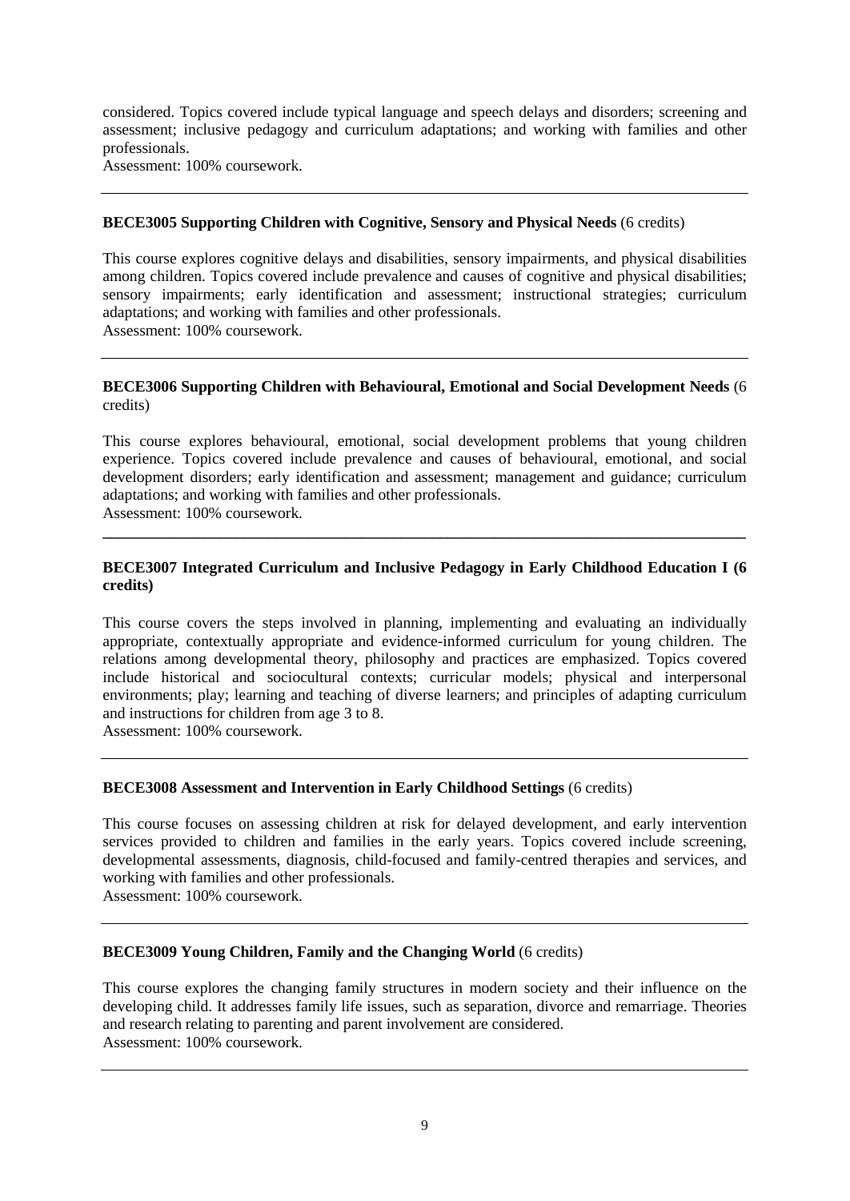considered. Topics covered include typical language and speech delays and disorders; screening and assessment; inclusive pedagogy and curriculum adaptations; and working with families and other professionals.
Assessment: 100% coursework.

---

**BECE3005 Supporting Children with Cognitive, Sensory and Physical Needs** (6 credits)

This course explores cognitive delays and disabilities, sensory impairments, and physical disabilities among children. Topics covered include prevalence and causes of cognitive and physical disabilities; sensory impairments; early identification and assessment; instructional strategies; curriculum adaptations; and working with families and other professionals.
Assessment: 100% coursework.

---

**BECE3006 Supporting Children with Behavioural, Emotional and Social Development Needs** (6 credits)

This course explores behavioural, emotional, social development problems that young children experience. Topics covered include prevalence and causes of behavioural, emotional, and social development disorders; early identification and assessment; management and guidance; curriculum adaptations; and working with families and other professionals.
Assessment: 100% coursework.

---

**BECE3007 Integrated Curriculum and Inclusive Pedagogy in Early Childhood Education I (6 credits)**

This course covers the steps involved in planning, implementing and evaluating an individually appropriate, contextually appropriate and evidence-informed curriculum for young children. The relations among developmental theory, philosophy and practices are emphasized. Topics covered include historical and sociocultural contexts; curricular models; physical and interpersonal environments; play; learning and teaching of diverse learners; and principles of adapting curriculum and instructions for children from age 3 to 8.
Assessment: 100% coursework.

---

**BECE3008 Assessment and Intervention in Early Childhood Settings** (6 credits)

This course focuses on assessing children at risk for delayed development, and early intervention services provided to children and families in the early years. Topics covered include screening, developmental assessments, diagnosis, child-focused and family-centred therapies and services, and working with families and other professionals.
Assessment: 100% coursework.

---

**BECE3009 Young Children, Family and the Changing World** (6 credits)

This course explores the changing family structures in modern society and their influence on the developing child. It addresses family life issues, such as separation, divorce and remarriage. Theories and research relating to parenting and parent involvement are considered.
Assessment: 100% coursework.

---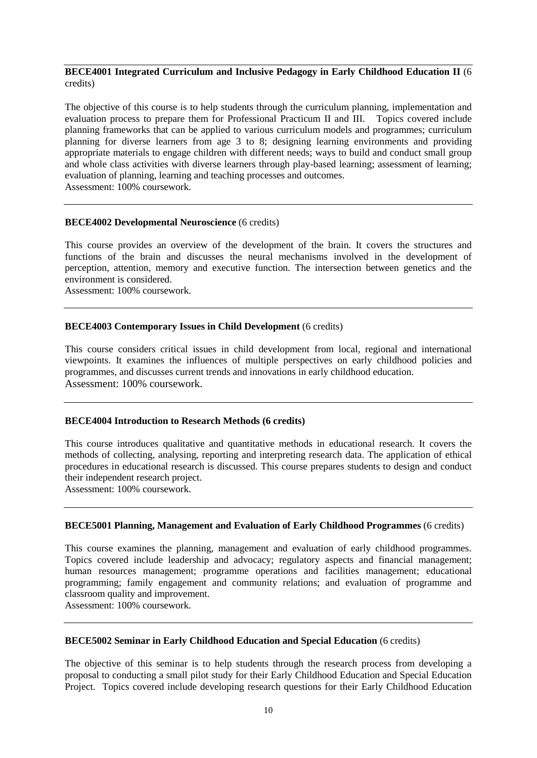**BECE4001 Integrated Curriculum and Inclusive Pedagogy in Early Childhood Education II** (6 credits)

The objective of this course is to help students through the curriculum planning, implementation and evaluation process to prepare them for Professional Practicum II and III. Topics covered include planning frameworks that can be applied to various curriculum models and programmes; curriculum planning for diverse learners from age 3 to 8; designing learning environments and providing appropriate materials to engage children with different needs; ways to build and conduct small group and whole class activities with diverse learners through play-based learning; assessment of learning; evaluation of planning, learning and teaching processes and outcomes.
Assessment: 100% coursework.

---

**BECE4002 Developmental Neuroscience** (6 credits)

This course provides an overview of the development of the brain. It covers the structures and functions of the brain and discusses the neural mechanisms involved in the development of perception, attention, memory and executive function. The intersection between genetics and the environment is considered.
Assessment: 100% coursework.

---

**BECE4003 Contemporary Issues in Child Development** (6 credits)

This course considers critical issues in child development from local, regional and international viewpoints. It examines the influences of multiple perspectives on early childhood policies and programmes, and discusses current trends and innovations in early childhood education.
Assessment: 100% coursework.

---

**BECE4004 Introduction to Research Methods (6 credits)**

This course introduces qualitative and quantitative methods in educational research. It covers the methods of collecting, analysing, reporting and interpreting research data. The application of ethical procedures in educational research is discussed. This course prepares students to design and conduct their independent research project.
Assessment: 100% coursework.

---

**BECE5001 Planning, Management and Evaluation of Early Childhood Programmes** (6 credits)

This course examines the planning, management and evaluation of early childhood programmes. Topics covered include leadership and advocacy; regulatory aspects and financial management; human resources management; programme operations and facilities management; educational programming; family engagement and community relations; and evaluation of programme and classroom quality and improvement.
Assessment: 100% coursework.

---

**BECE5002 Seminar in Early Childhood Education and Special Education** (6 credits)

The objective of this seminar is to help students through the research process from developing a proposal to conducting a small pilot study for their Early Childhood Education and Special Education Project. Topics covered include developing research questions for their Early Childhood Education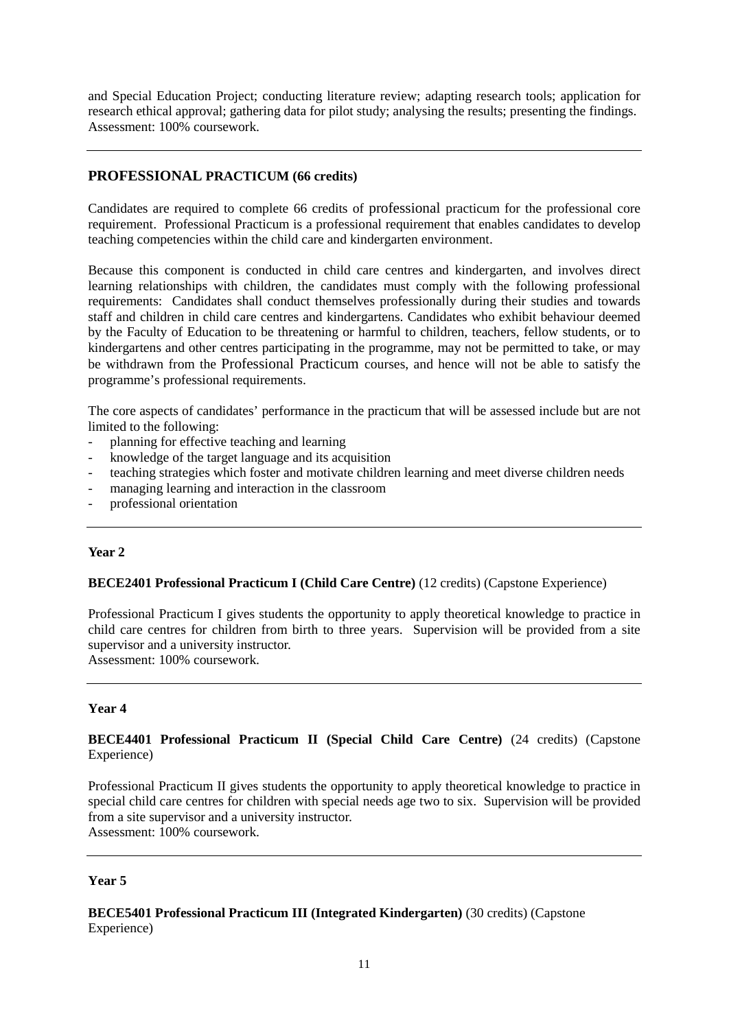and Special Education Project; conducting literature review; adapting research tools; application for research ethical approval; gathering data for pilot study; analysing the results; presenting the findings.
Assessment: 100% coursework.

---

## PROFESSIONAL PRACTICUM (66 credits)

Candidates are required to complete 66 credits of professional practicum for the professional core requirement. Professional Practicum is a professional requirement that enables candidates to develop teaching competencies within the child care and kindergarten environment.

Because this component is conducted in child care centres and kindergarten, and involves direct learning relationships with children, the candidates must comply with the following professional requirements: Candidates shall conduct themselves professionally during their studies and towards staff and children in child care centres and kindergartens. Candidates who exhibit behaviour deemed by the Faculty of Education to be threatening or harmful to children, teachers, fellow students, or to kindergartens and other centres participating in the programme, may not be permitted to take, or may be withdrawn from the Professional Practicum courses, and hence will not be able to satisfy the programme's professional requirements.

The core aspects of candidates' performance in the practicum that will be assessed include but are not limited to the following:

- planning for effective teaching and learning
- knowledge of the target language and its acquisition
- teaching strategies which foster and motivate children learning and meet diverse children needs
- managing learning and interaction in the classroom
- professional orientation

---

### Year 2

**BECE2401 Professional Practicum I (Child Care Centre)** (12 credits) (Capstone Experience)

Professional Practicum I gives students the opportunity to apply theoretical knowledge to practice in child care centres for children from birth to three years. Supervision will be provided from a site supervisor and a university instructor.
Assessment: 100% coursework.

---

### Year 4

**BECE4401 Professional Practicum II (Special Child Care Centre)** (24 credits) (Capstone Experience)

Professional Practicum II gives students the opportunity to apply theoretical knowledge to practice in special child care centres for children with special needs age two to six. Supervision will be provided from a site supervisor and a university instructor.
Assessment: 100% coursework.

---

### Year 5

**BECE5401 Professional Practicum III (Integrated Kindergarten)** (30 credits) (Capstone Experience)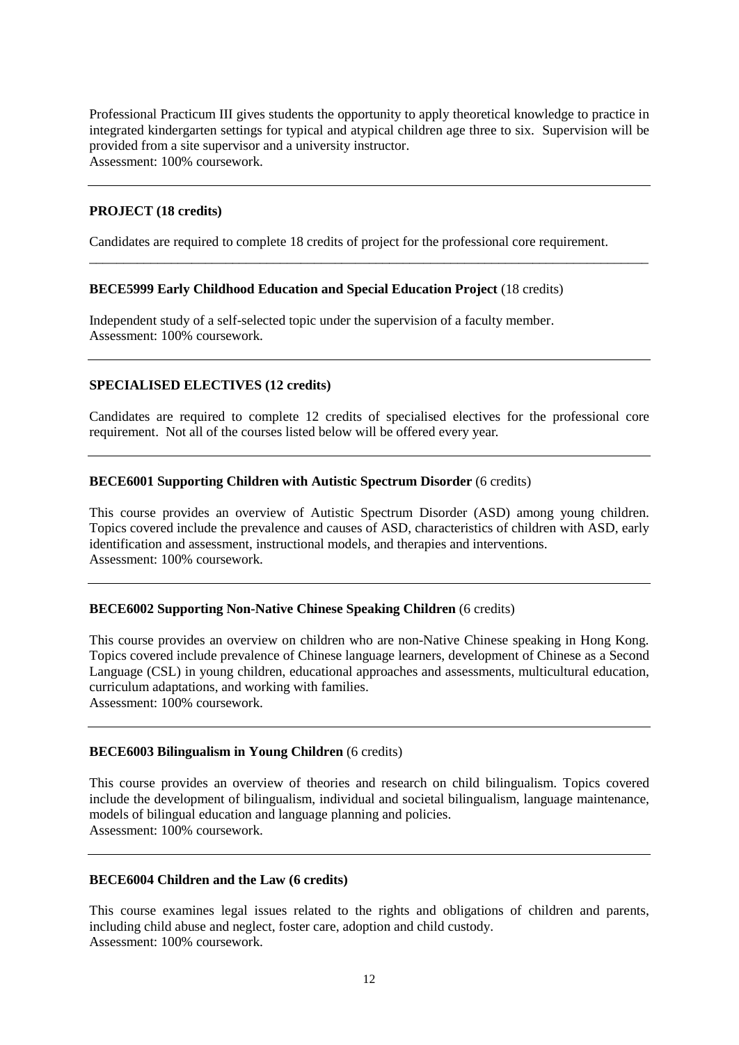Professional Practicum III gives students the opportunity to apply theoretical knowledge to practice in integrated kindergarten settings for typical and atypical children age three to six. Supervision will be provided from a site supervisor and a university instructor.
Assessment: 100% coursework.

---

**PROJECT (18 credits)**

Candidates are required to complete 18 credits of project for the professional core requirement.

---

**BECE5999 Early Childhood Education and Special Education Project** (18 credits)

Independent study of a self-selected topic under the supervision of a faculty member.
Assessment: 100% coursework.

---

**SPECIALISED ELECTIVES (12 credits)**

Candidates are required to complete 12 credits of specialised electives for the professional core requirement. Not all of the courses listed below will be offered every year.

---

**BECE6001 Supporting Children with Autistic Spectrum Disorder** (6 credits)

This course provides an overview of Autistic Spectrum Disorder (ASD) among young children. Topics covered include the prevalence and causes of ASD, characteristics of children with ASD, early identification and assessment, instructional models, and therapies and interventions.
Assessment: 100% coursework.

---

**BECE6002 Supporting Non-Native Chinese Speaking Children** (6 credits)

This course provides an overview on children who are non-Native Chinese speaking in Hong Kong. Topics covered include prevalence of Chinese language learners, development of Chinese as a Second Language (CSL) in young children, educational approaches and assessments, multicultural education, curriculum adaptations, and working with families.
Assessment: 100% coursework.

---

**BECE6003 Bilingualism in Young Children** (6 credits)

This course provides an overview of theories and research on child bilingualism. Topics covered include the development of bilingualism, individual and societal bilingualism, language maintenance, models of bilingual education and language planning and policies.
Assessment: 100% coursework.

---

**BECE6004 Children and the Law (6 credits)**

This course examines legal issues related to the rights and obligations of children and parents, including child abuse and neglect, foster care, adoption and child custody.
Assessment: 100% coursework.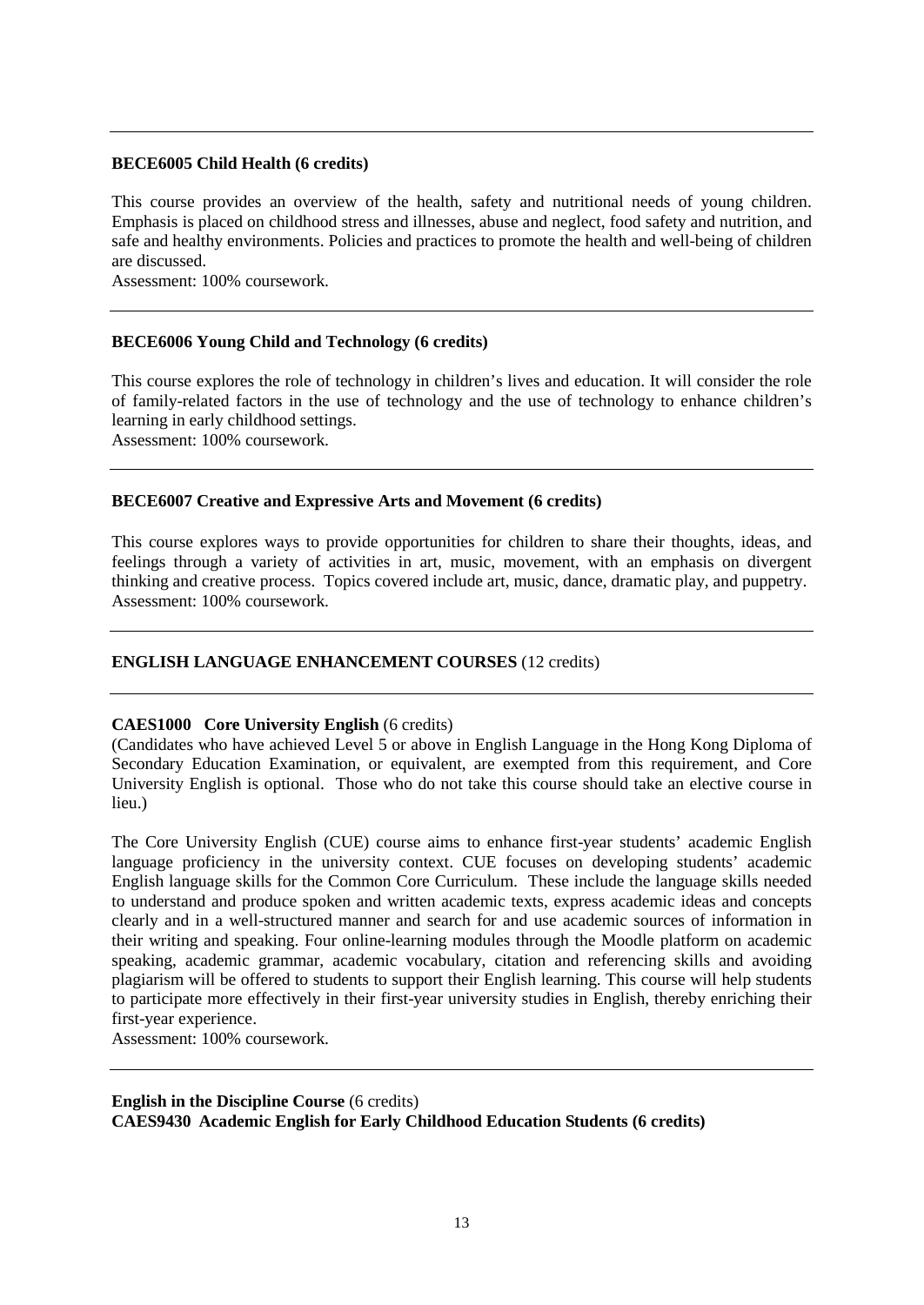---

**BECE6005 Child Health (6 credits)**

This course provides an overview of the health, safety and nutritional needs of young children. Emphasis is placed on childhood stress and illnesses, abuse and neglect, food safety and nutrition, and safe and healthy environments. Policies and practices to promote the health and well-being of children are discussed.
Assessment: 100% coursework.

---

**BECE6006 Young Child and Technology (6 credits)**

This course explores the role of technology in children's lives and education. It will consider the role of family-related factors in the use of technology and the use of technology to enhance children's learning in early childhood settings.
Assessment: 100% coursework.

---

**BECE6007 Creative and Expressive Arts and Movement (6 credits)**

This course explores ways to provide opportunities for children to share their thoughts, ideas, and feelings through a variety of activities in art, music, movement, with an emphasis on divergent thinking and creative process. Topics covered include art, music, dance, dramatic play, and puppetry.
Assessment: 100% coursework.

---

**ENGLISH LANGUAGE ENHANCEMENT COURSES** (12 credits)

---

**CAES1000 Core University English** (6 credits)
(Candidates who have achieved Level 5 or above in English Language in the Hong Kong Diploma of Secondary Education Examination, or equivalent, are exempted from this requirement, and Core University English is optional. Those who do not take this course should take an elective course in lieu.)

The Core University English (CUE) course aims to enhance first-year students' academic English language proficiency in the university context. CUE focuses on developing students' academic English language skills for the Common Core Curriculum. These include the language skills needed to understand and produce spoken and written academic texts, express academic ideas and concepts clearly and in a well-structured manner and search for and use academic sources of information in their writing and speaking. Four online-learning modules through the Moodle platform on academic speaking, academic grammar, academic vocabulary, citation and referencing skills and avoiding plagiarism will be offered to students to support their English learning. This course will help students to participate more effectively in their first-year university studies in English, thereby enriching their first-year experience.
Assessment: 100% coursework.

---

**English in the Discipline Course** (6 credits)
**CAES9430 Academic English for Early Childhood Education Students (6 credits)**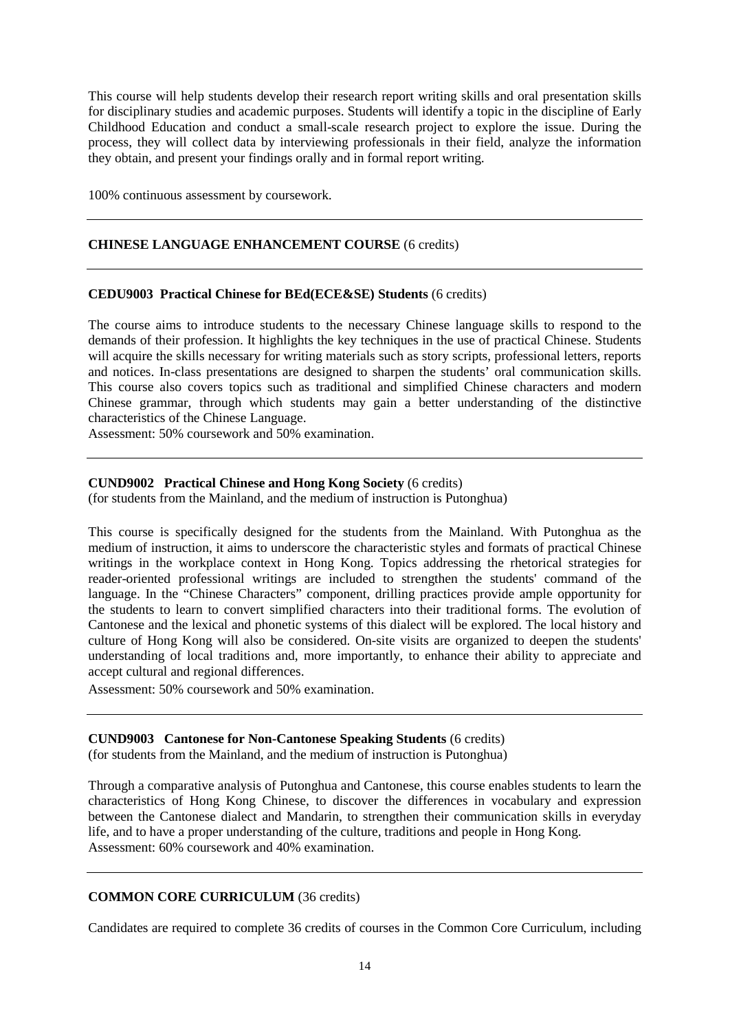This course will help students develop their research report writing skills and oral presentation skills for disciplinary studies and academic purposes. Students will identify a topic in the discipline of Early Childhood Education and conduct a small-scale research project to explore the issue. During the process, they will collect data by interviewing professionals in their field, analyze the information they obtain, and present your findings orally and in formal report writing.

100% continuous assessment by coursework.

---

## CHINESE LANGUAGE ENHANCEMENT COURSE (6 credits)

---

### CEDU9003 Practical Chinese for BEd(ECE&SE) Students (6 credits)

The course aims to introduce students to the necessary Chinese language skills to respond to the demands of their profession. It highlights the key techniques in the use of practical Chinese. Students will acquire the skills necessary for writing materials such as story scripts, professional letters, reports and notices. In-class presentations are designed to sharpen the students' oral communication skills. This course also covers topics such as traditional and simplified Chinese characters and modern Chinese grammar, through which students may gain a better understanding of the distinctive characteristics of the Chinese Language.
Assessment: 50% coursework and 50% examination.

---

### CUND9002 Practical Chinese and Hong Kong Society (6 credits)

(for students from the Mainland, and the medium of instruction is Putonghua)

This course is specifically designed for the students from the Mainland. With Putonghua as the medium of instruction, it aims to underscore the characteristic styles and formats of practical Chinese writings in the workplace context in Hong Kong. Topics addressing the rhetorical strategies for reader-oriented professional writings are included to strengthen the students' command of the language. In the "Chinese Characters" component, drilling practices provide ample opportunity for the students to learn to convert simplified characters into their traditional forms. The evolution of Cantonese and the lexical and phonetic systems of this dialect will be explored. The local history and culture of Hong Kong will also be considered. On-site visits are organized to deepen the students' understanding of local traditions and, more importantly, to enhance their ability to appreciate and accept cultural and regional differences.
Assessment: 50% coursework and 50% examination.

---

### CUND9003 Cantonese for Non-Cantonese Speaking Students (6 credits)

(for students from the Mainland, and the medium of instruction is Putonghua)

Through a comparative analysis of Putonghua and Cantonese, this course enables students to learn the characteristics of Hong Kong Chinese, to discover the differences in vocabulary and expression between the Cantonese dialect and Mandarin, to strengthen their communication skills in everyday life, and to have a proper understanding of the culture, traditions and people in Hong Kong.
Assessment: 60% coursework and 40% examination.

---

## COMMON CORE CURRICULUM (36 credits)

Candidates are required to complete 36 credits of courses in the Common Core Curriculum, including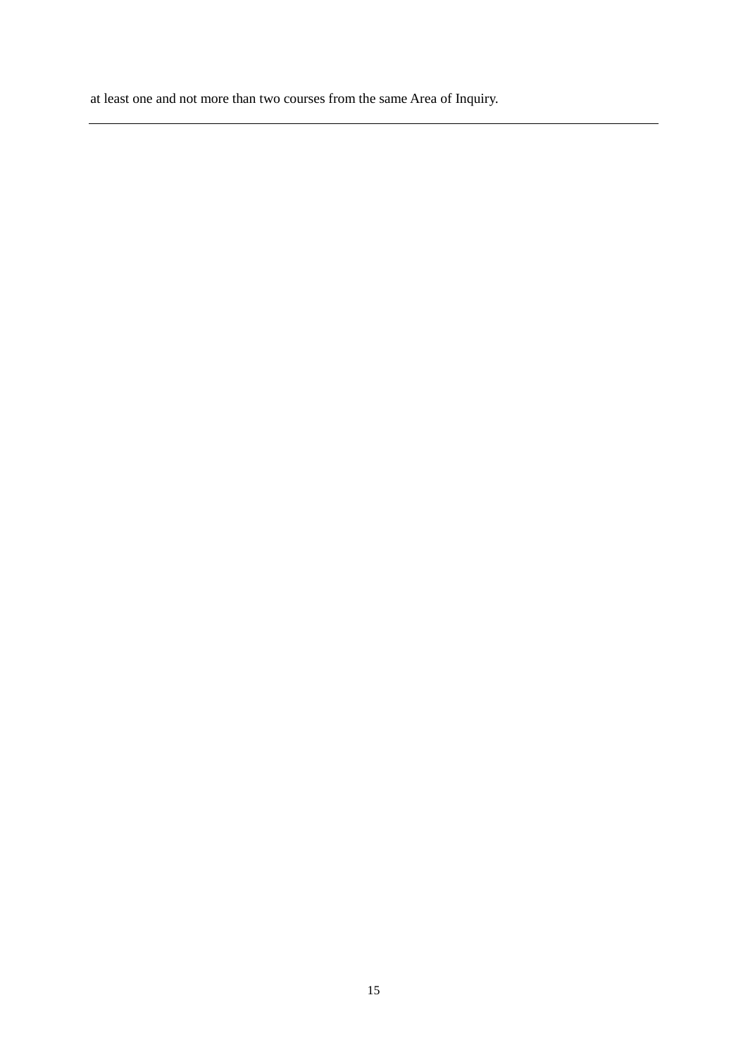at least one and not more than two courses from the same Area of Inquiry.

---